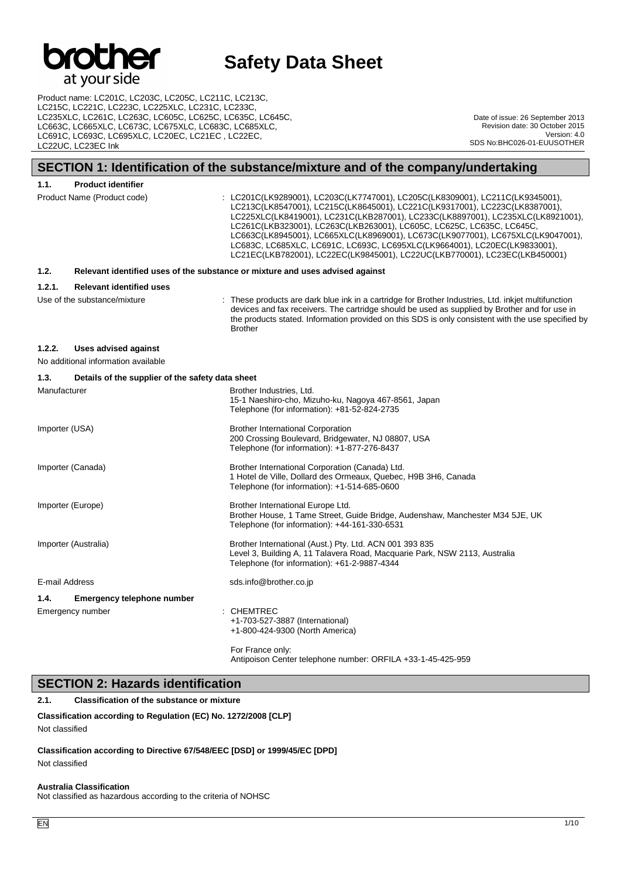# Safety Data Sheet

Product name: LC201C, LC203C, LC205C, LC211C, LC213C, LC215C, LC221C, LC223C, LC225XLC, LC231C, LC233C, LC235XLC, LC261C, LC263C, LC605C, LC625C, LC635C, LC645C, LC663C, LC665XLC, LC673C, LC675XLC, LC683C, LC685XLC, LC691C, LC693C, LC695XLC, LC20EC, LC21EC , LC22EC, LC22UC, LC23EC Ink

Date of issue: 26 September 2013
Revision date: 30 October 2015
Version: 4.0
SDS No:BHC026-01-EUUSOTHER

## SECTION 1: Identification of the substance/mixture and of the company/undertaking

### 1.1. Product identifier

Product Name (Product code) : LC201C(LK9289001), LC203C(LK7747001), LC205C(LK8309001), LC211C(LK9345001), LC213C(LK8547001), LC215C(LK8645001), LC221C(LK9317001), LC223C(LK8387001), LC225XLC(LK8419001), LC231C(LKB287001), LC233C(LK8897001), LC235XLC(LK8921001), LC261C(LKB323001), LC263C(LKB263001), LC605C, LC625C, LC635C, LC645C, LC663C(LK8945001), LC665XLC(LK8969001), LC673C(LK9077001), LC675XLC(LK9047001), LC683C, LC685XLC, LC691C, LC693C, LC695XLC(LK9664001), LC20EC(LK9833001), LC21EC(LKB782001), LC22EC(LK9845001), LC22UC(LKB770001), LC23EC(LKB450001)

### 1.2. Relevant identified uses of the substance or mixture and uses advised against

#### 1.2.1. Relevant identified uses

Use of the substance/mixture : These products are dark blue ink in a cartridge for Brother Industries, Ltd. inkjet multifunction devices and fax receivers. The cartridge should be used as supplied by Brother and for use in the products stated. Information provided on this SDS is only consistent with the use specified by Brother

#### 1.2.2. Uses advised against

No additional information available

### 1.3. Details of the supplier of the safety data sheet

Manufacturer
Brother Industries, Ltd.
15-1 Naeshiro-cho, Mizuho-ku, Nagoya 467-8561, Japan
Telephone (for information): +81-52-824-2735

Importer (USA)
Brother International Corporation
200 Crossing Boulevard, Bridgewater, NJ 08807, USA
Telephone (for information): +1-877-276-8437

Importer (Canada)
Brother International Corporation (Canada) Ltd.
1 Hotel de Ville, Dollard des Ormeaux, Quebec, H9B 3H6, Canada
Telephone (for information): +1-514-685-0600

Importer (Europe)
Brother International Europe Ltd.
Brother House, 1 Tame Street, Guide Bridge, Audenshaw, Manchester M34 5JE, UK
Telephone (for information): +44-161-330-6531

Importer (Australia)
Brother International (Aust.) Pty. Ltd. ACN 001 393 835
Level 3, Building A, 11 Talavera Road, Macquarie Park, NSW 2113, Australia
Telephone (for information): +61-2-9887-4344

E-mail Address
sds.info@brother.co.jp

### 1.4. Emergency telephone number

Emergency number : CHEMTREC
+1-703-527-3887 (International)
+1-800-424-9300 (North America)

For France only:
Antipoison Center telephone number: ORFILA +33-1-45-425-959

## SECTION 2: Hazards identification

### 2.1. Classification of the substance or mixture

**Classification according to Regulation (EC) No. 1272/2008 [CLP]**

Not classified

**Classification according to Directive 67/548/EEC [DSD] or 1999/45/EC [DPD]**

Not classified

**Australia Classification**

Not classified as hazardous according to the criteria of NOHSC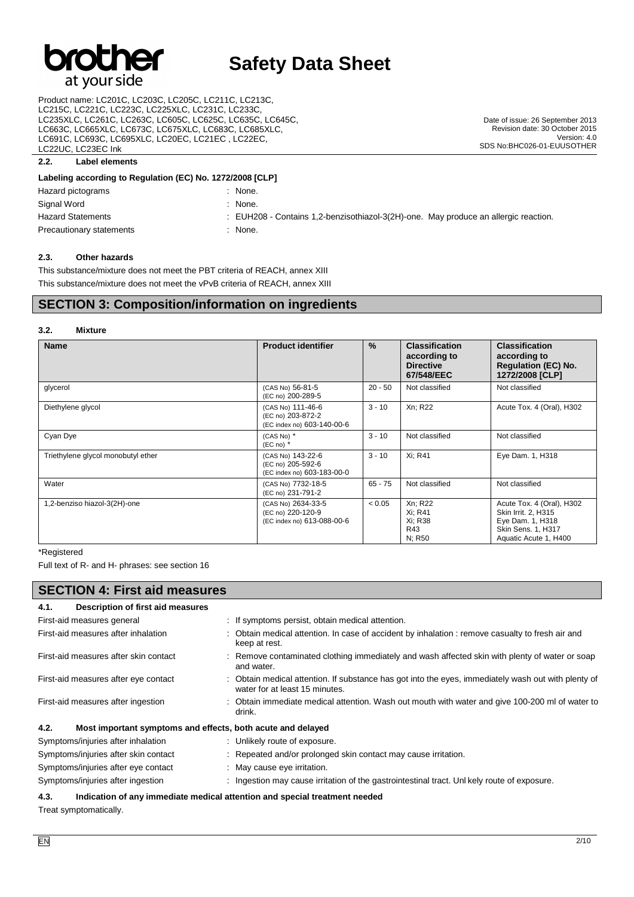### 2.2. Label elements

**Labeling according to Regulation (EC) No. 1272/2008 [CLP]**

| | |
|---|---|
| Hazard pictograms | : None. |
| Signal Word | : None. |
| Hazard Statements | : EUH208 - Contains 1,2-benzisothiazol-3(2H)-one. May produce an allergic reaction. |
| Precautionary statements | : None. |

### 2.3. Other hazards

This substance/mixture does not meet the PBT criteria of REACH, annex XIII

This substance/mixture does not meet the vPvB criteria of REACH, annex XIII

## SECTION 3: Composition/information on ingredients

### 3.2. Mixture

| Name | Product identifier | % | Classification according to Directive 67/548/EEC | Classification according to Regulation (EC) No. 1272/2008 [CLP] |
|---|---|---|---|---|
| glycerol | (CAS No) 56-81-5<br>(EC no) 200-289-5 | 20 - 50 | Not classified | Not classified |
| Diethylene glycol | (CAS No) 111-46-6<br>(EC no) 203-872-2<br>(EC index no) 603-140-00-6 | 3 - 10 | Xn; R22 | Acute Tox. 4 (Oral), H302 |
| Cyan Dye | (CAS No) *<br>(EC no) * | 3 - 10 | Not classified | Not classified |
| Triethylene glycol monobutyl ether | (CAS No) 143-22-6<br>(EC no) 205-592-6<br>(EC index no) 603-183-00-0 | 3 - 10 | Xi; R41 | Eye Dam. 1, H318 |
| Water | (CAS No) 7732-18-5<br>(EC no) 231-791-2 | 65 - 75 | Not classified | Not classified |
| 1,2-benziso hiazol-3(2H)-one | (CAS No) 2634-33-5<br>(EC no) 220-120-9<br>(EC index no) 613-088-00-6 | < 0.05 | Xn; R22<br>Xi; R41<br>Xi; R38<br>R43<br>N; R50 | Acute Tox. 4 (Oral), H302<br>Skin Irrit. 2, H315<br>Eye Dam. 1, H318<br>Skin Sens. 1, H317<br>Aquatic Acute 1, H400 |

*Registered

Full text of R- and H- phrases: see section 16

## SECTION 4: First aid measures

### 4.1. Description of first aid measures

| | |
|---|---|
| First-aid measures general | : If symptoms persist, obtain medical attention. |
| First-aid measures after inhalation | : Obtain medical attention. In case of accident by inhalation : remove casualty to fresh air and keep at rest. |
| First-aid measures after skin contact | : Remove contaminated clothing immediately and wash affected skin with plenty of water or soap and water. |
| First-aid measures after eye contact | : Obtain medical attention. If substance has got into the eyes, immediately wash out with plenty of water for at least 15 minutes. |
| First-aid measures after ingestion | : Obtain immediate medical attention. Wash out mouth with water and give 100-200 ml of water to drink. |

### 4.2. Most important symptoms and effects, both acute and delayed

| | |
|---|---|
| Symptoms/injuries after inhalation | : Unlikely route of exposure. |
| Symptoms/injuries after skin contact | : Repeated and/or prolonged skin contact may cause irritation. |
| Symptoms/injuries after eye contact | : May cause eye irritation. |
| Symptoms/injuries after ingestion | : Ingestion may cause irritation of the gastrointestinal tract. Unl kely route of exposure. |

### 4.3. Indication of any immediate medical attention and special treatment needed

Treat symptomatically.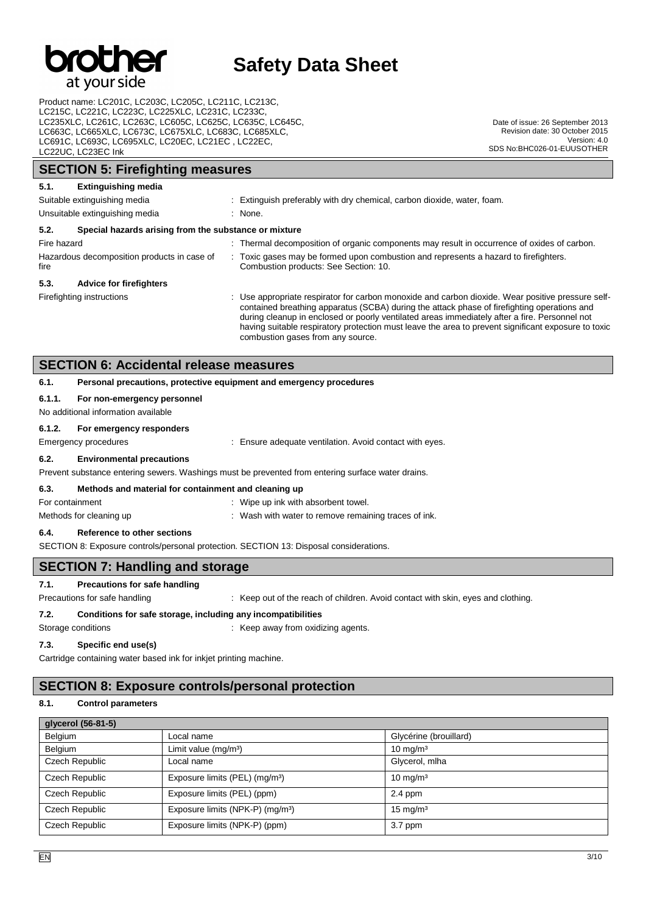## SECTION 5: Firefighting measures

### 5.1. Extinguishing media

Suitable extinguishing media : Extinguish preferably with dry chemical, carbon dioxide, water, foam.

Unsuitable extinguishing media : None.

### 5.2. Special hazards arising from the substance or mixture

Fire hazard : Thermal decomposition of organic components may result in occurrence of oxides of carbon.

Hazardous decomposition products in case of fire : Toxic gases may be formed upon combustion and represents a hazard to firefighters. Combustion products: See Section: 10.

### 5.3. Advice for firefighters

Firefighting instructions : Use appropriate respirator for carbon monoxide and carbon dioxide. Wear positive pressure self-contained breathing apparatus (SCBA) during the attack phase of firefighting operations and during cleanup in enclosed or poorly ventilated areas immediately after a fire. Personnel not having suitable respiratory protection must leave the area to prevent significant exposure to toxic combustion gases from any source.

## SECTION 6: Accidental release measures

### 6.1. Personal precautions, protective equipment and emergency procedures

#### 6.1.1. For non-emergency personnel

No additional information available

#### 6.1.2. For emergency responders

Emergency procedures : Ensure adequate ventilation. Avoid contact with eyes.

### 6.2. Environmental precautions

Prevent substance entering sewers. Washings must be prevented from entering surface water drains.

### 6.3. Methods and material for containment and cleaning up

For containment : Wipe up ink with absorbent towel.

Methods for cleaning up : Wash with water to remove remaining traces of ink.

### 6.4. Reference to other sections

SECTION 8: Exposure controls/personal protection. SECTION 13: Disposal considerations.

## SECTION 7: Handling and storage

### 7.1. Precautions for safe handling

Precautions for safe handling : Keep out of the reach of children. Avoid contact with skin, eyes and clothing.

### 7.2. Conditions for safe storage, including any incompatibilities

Storage conditions : Keep away from oxidizing agents.

### 7.3. Specific end use(s)

Cartridge containing water based ink for inkjet printing machine.

## SECTION 8: Exposure controls/personal protection

### 8.1. Control parameters

| glycerol (56-81-5) | | |
|---|---|---|
| Belgium | Local name | Glycérine (brouillard) |
| Belgium | Limit value (mg/m³) | 10 mg/m³ |
| Czech Republic | Local name | Glycerol, mlha |
| Czech Republic | Exposure limits (PEL) (mg/m³) | 10 mg/m³ |
| Czech Republic | Exposure limits (PEL) (ppm) | 2.4 ppm |
| Czech Republic | Exposure limits (NPK-P) (mg/m³) | 15 mg/m³ |
| Czech Republic | Exposure limits (NPK-P) (ppm) | 3.7 ppm |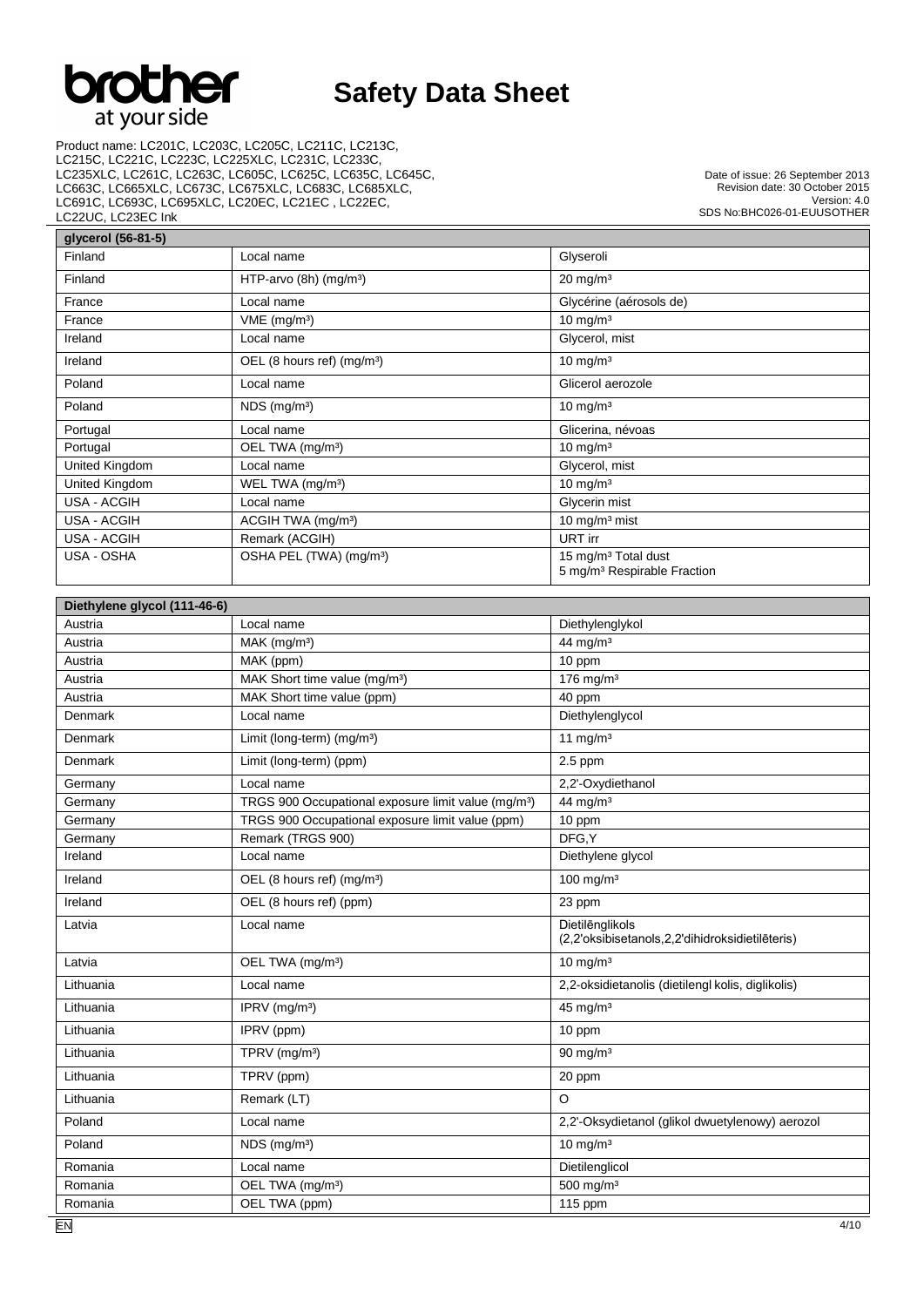| glycerol (56-81-5) | | |
|---|---|---|
| Finland | Local name | Glyseroli |
| Finland | HTP-arvo (8h) (mg/m³) | 20 mg/m³ |
| France | Local name | Glycérine (aérosols de) |
| France | VME (mg/m³) | 10 mg/m³ |
| Ireland | Local name | Glycerol, mist |
| Ireland | OEL (8 hours ref) (mg/m³) | 10 mg/m³ |
| Poland | Local name | Glicerol aerozole |
| Poland | NDS (mg/m³) | 10 mg/m³ |
| Portugal | Local name | Glicerina, névoas |
| Portugal | OEL TWA (mg/m³) | 10 mg/m³ |
| United Kingdom | Local name | Glycerol, mist |
| United Kingdom | WEL TWA (mg/m³) | 10 mg/m³ |
| USA - ACGIH | Local name | Glycerin mist |
| USA - ACGIH | ACGIH TWA (mg/m³) | 10 mg/m³ mist |
| USA - ACGIH | Remark (ACGIH) | URT irr |
| USA - OSHA | OSHA PEL (TWA) (mg/m³) | 15 mg/m³ Total dust<br>5 mg/m³ Respirable Fraction |

| Diethylene glycol (111-46-6) | | |
|---|---|---|
| Austria | Local name | Diethylenglykol |
| Austria | MAK (mg/m³) | 44 mg/m³ |
| Austria | MAK (ppm) | 10 ppm |
| Austria | MAK Short time value (mg/m³) | 176 mg/m³ |
| Austria | MAK Short time value (ppm) | 40 ppm |
| Denmark | Local name | Diethylenglycol |
| Denmark | Limit (long-term) (mg/m³) | 11 mg/m³ |
| Denmark | Limit (long-term) (ppm) | 2.5 ppm |
| Germany | Local name | 2,2'-Oxydiethanol |
| Germany | TRGS 900 Occupational exposure limit value (mg/m³) | 44 mg/m³ |
| Germany | TRGS 900 Occupational exposure limit value (ppm) | 10 ppm |
| Germany | Remark (TRGS 900) | DFG,Y |
| Ireland | Local name | Diethylene glycol |
| Ireland | OEL (8 hours ref) (mg/m³) | 100 mg/m³ |
| Ireland | OEL (8 hours ref) (ppm) | 23 ppm |
| Latvia | Local name | Dietilēnglikols (2,2'oksibisetanols,2,2'dihidroksidietilēteris) |
| Latvia | OEL TWA (mg/m³) | 10 mg/m³ |
| Lithuania | Local name | 2,2-oksidietanolis (dietilengl kolis, diglikolis) |
| Lithuania | IPRV (mg/m³) | 45 mg/m³ |
| Lithuania | IPRV (ppm) | 10 ppm |
| Lithuania | TPRV (mg/m³) | 90 mg/m³ |
| Lithuania | TPRV (ppm) | 20 ppm |
| Lithuania | Remark (LT) | O |
| Poland | Local name | 2,2'-Oksydietanol (glikol dwuetylenowy) aerozol |
| Poland | NDS (mg/m³) | 10 mg/m³ |
| Romania | Local name | Dietilenglicol |
| Romania | OEL TWA (mg/m³) | 500 mg/m³ |
| Romania | OEL TWA (ppm) | 115 ppm |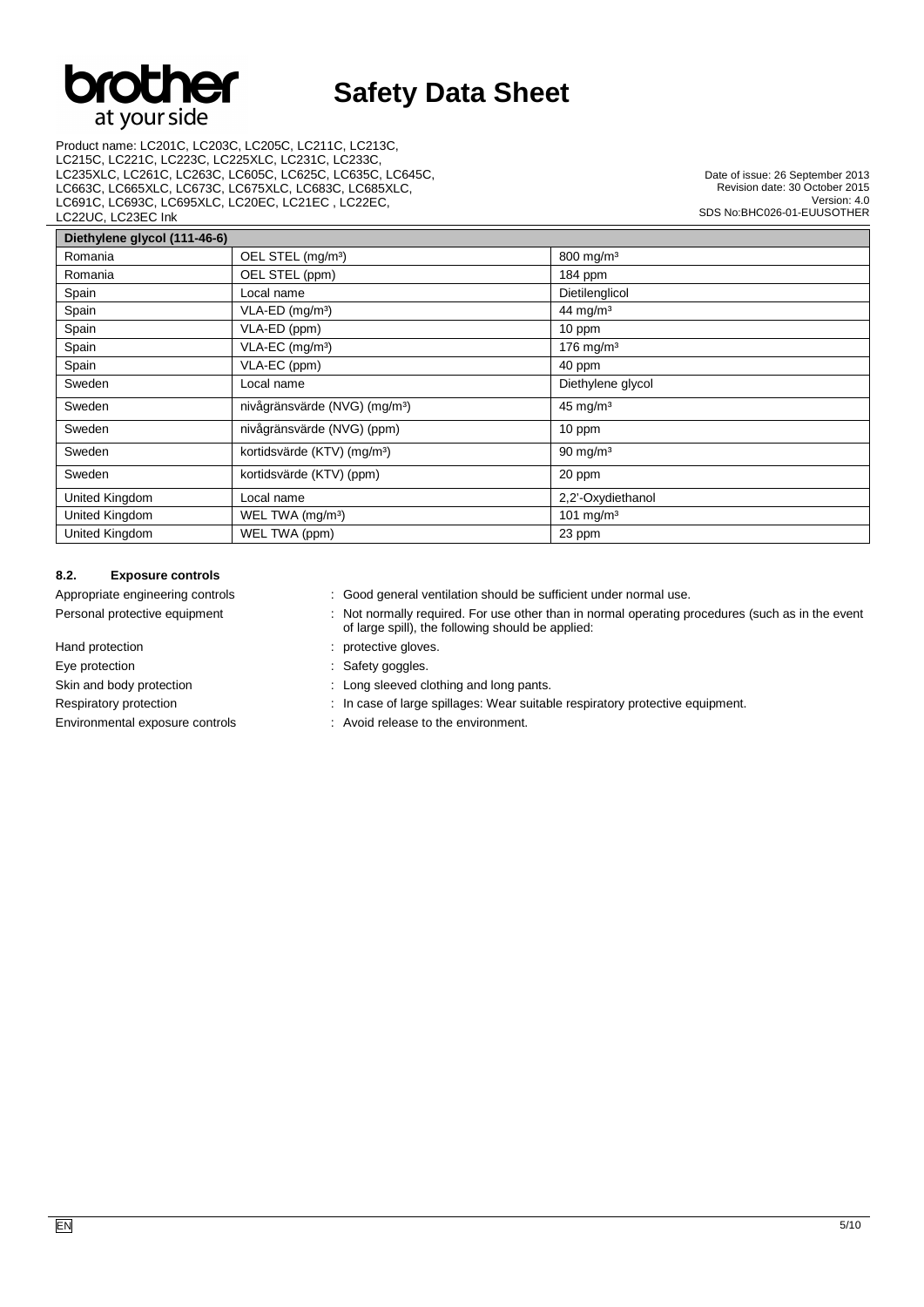| Diethylene glycol (111-46-6) | | |
|---|---|---|
| Romania | OEL STEL (mg/m³) | 800 mg/m³ |
| Romania | OEL STEL (ppm) | 184 ppm |
| Spain | Local name | Dietilenglicol |
| Spain | VLA-ED (mg/m³) | 44 mg/m³ |
| Spain | VLA-ED (ppm) | 10 ppm |
| Spain | VLA-EC (mg/m³) | 176 mg/m³ |
| Spain | VLA-EC (ppm) | 40 ppm |
| Sweden | Local name | Diethylene glycol |
| Sweden | nivågränsvärde (NVG) (mg/m³) | 45 mg/m³ |
| Sweden | nivågränsvärde (NVG) (ppm) | 10 ppm |
| Sweden | kortidsvärde (KTV) (mg/m³) | 90 mg/m³ |
| Sweden | kortidsvärde (KTV) (ppm) | 20 ppm |
| United Kingdom | Local name | 2,2'-Oxydiethanol |
| United Kingdom | WEL TWA (mg/m³) | 101 mg/m³ |
| United Kingdom | WEL TWA (ppm) | 23 ppm |

### 8.2. Exposure controls

Appropriate engineering controls : Good general ventilation should be sufficient under normal use.

Personal protective equipment : Not normally required. For use other than in normal operating procedures (such as in the event of large spill), the following should be applied:

Hand protection : protective gloves.

Eye protection : Safety goggles.

Skin and body protection : Long sleeved clothing and long pants.

Respiratory protection : In case of large spillages: Wear suitable respiratory protective equipment.

Environmental exposure controls : Avoid release to the environment.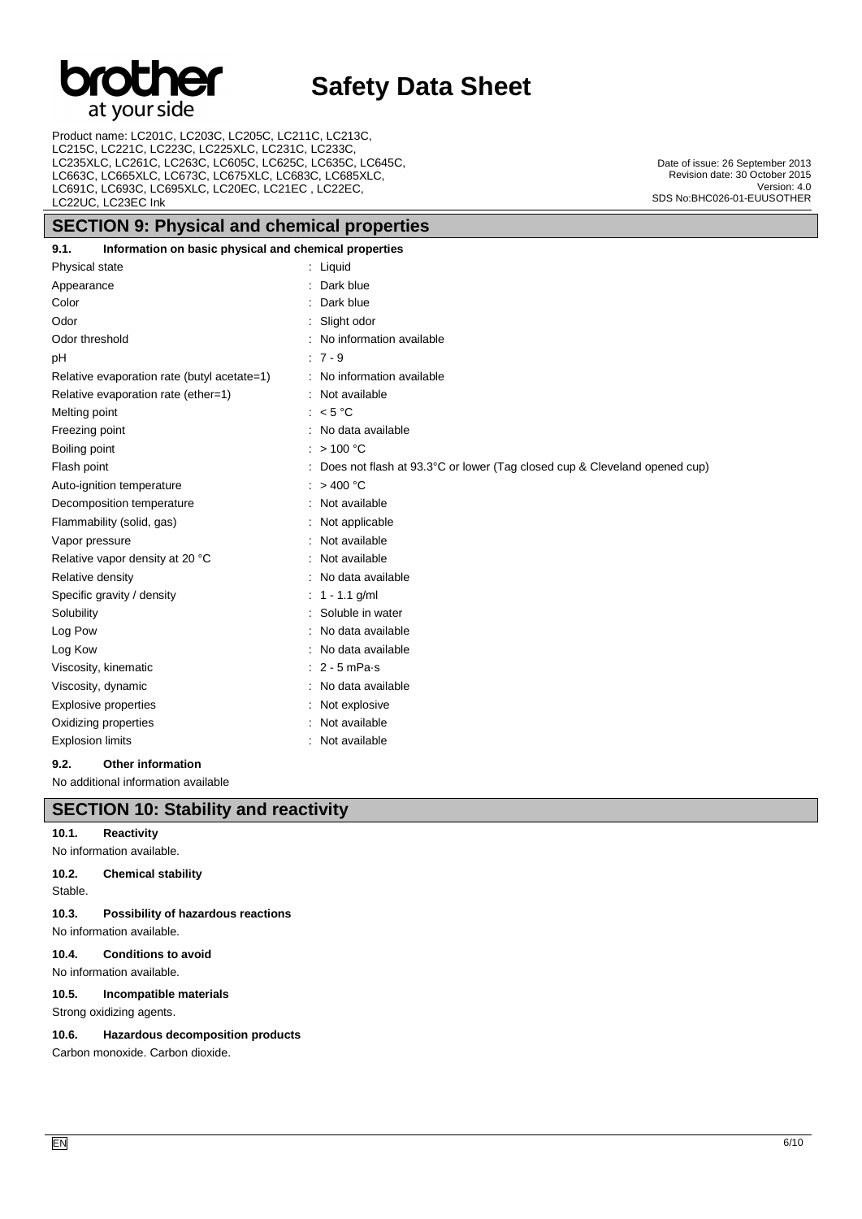## SECTION 9: Physical and chemical properties

### 9.1. Information on basic physical and chemical properties

| Property | Value |
|---|---|
| Physical state | : Liquid |
| Appearance | : Dark blue |
| Color | : Dark blue |
| Odor | : Slight odor |
| Odor threshold | : No information available |
| pH | : 7 - 9 |
| Relative evaporation rate (butyl acetate=1) | : No information available |
| Relative evaporation rate (ether=1) | : Not available |
| Melting point | : < 5 °C |
| Freezing point | : No data available |
| Boiling point | : > 100 °C |
| Flash point | : Does not flash at 93.3°C or lower (Tag closed cup & Cleveland opened cup) |
| Auto-ignition temperature | : > 400 °C |
| Decomposition temperature | : Not available |
| Flammability (solid, gas) | : Not applicable |
| Vapor pressure | : Not available |
| Relative vapor density at 20 °C | : Not available |
| Relative density | : No data available |
| Specific gravity / density | : 1 - 1.1 g/ml |
| Solubility | : Soluble in water |
| Log Pow | : No data available |
| Log Kow | : No data available |
| Viscosity, kinematic | : 2 - 5 mPa·s |
| Viscosity, dynamic | : No data available |
| Explosive properties | : Not explosive |
| Oxidizing properties | : Not available |
| Explosion limits | : Not available |

### 9.2. Other information

No additional information available

## SECTION 10: Stability and reactivity

### 10.1. Reactivity

No information available.

### 10.2. Chemical stability

Stable.

### 10.3. Possibility of hazardous reactions

No information available.

### 10.4. Conditions to avoid

No information available.

### 10.5. Incompatible materials

Strong oxidizing agents.

### 10.6. Hazardous decomposition products

Carbon monoxide. Carbon dioxide.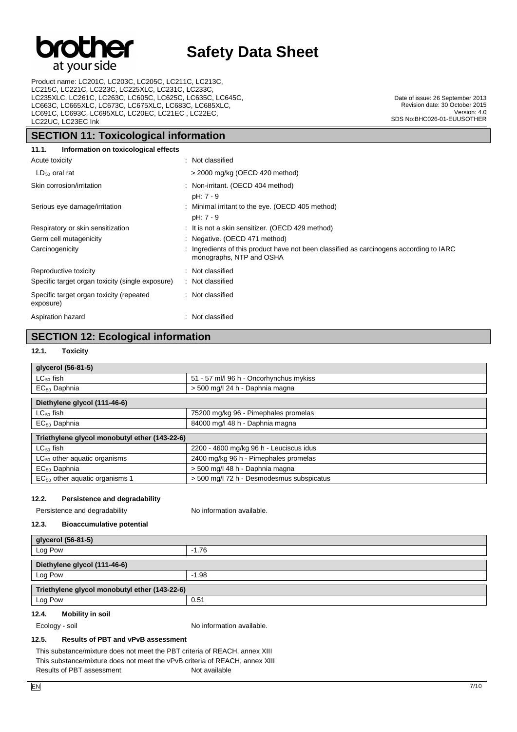## SECTION 11: Toxicological information

### 11.1. Information on toxicological effects

| | |
|---|---|
| Acute toxicity | : Not classified |
| $LD_{50}$ oral rat | > 2000 mg/kg (OECD 420 method) |
| Skin corrosion/irritation | : Non-irritant. (OECD 404 method)<br>pH: 7 - 9 |
| Serious eye damage/irritation | : Minimal irritant to the eye. (OECD 405 method)<br>pH: 7 - 9 |
| Respiratory or skin sensitization | : It is not a skin sensitizer. (OECD 429 method) |
| Germ cell mutagenicity | : Negative. (OECD 471 method) |
| Carcinogenicity | : Ingredients of this product have not been classified as carcinogens according to IARC monographs, NTP and OSHA |
| Reproductive toxicity | : Not classified |
| Specific target organ toxicity (single exposure) | : Not classified |
| Specific target organ toxicity (repeated exposure) | : Not classified |
| Aspiration hazard | : Not classified |

## SECTION 12: Ecological information

### 12.1. Toxicity

| glycerol (56-81-5) | |
|---|---|
| $LC_{50}$ fish | 51 - 57 ml/l 96 h - Oncorhynchus mykiss |
| $EC_{50}$ Daphnia | > 500 mg/l 24 h - Daphnia magna |

| Diethylene glycol (111-46-6) | |
|---|---|
| $LC_{50}$ fish | 75200 mg/kg 96 - Pimephales promelas |
| $EC_{50}$ Daphnia | 84000 mg/l 48 h - Daphnia magna |

| Triethylene glycol monobutyl ether (143-22-6) | |
|---|---|
| $LC_{50}$ fish | 2200 - 4600 mg/kg 96 h - Leuciscus idus |
| $LC_{50}$ other aquatic organisms | 2400 mg/kg 96 h - Pimephales promelas |
| $EC_{50}$ Daphnia | > 500 mg/l 48 h - Daphnia magna |
| $EC_{50}$ other aquatic organisms 1 | > 500 mg/l 72 h - Desmodesmus subspicatus |

### 12.2. Persistence and degradability

Persistence and degradability No information available.

### 12.3. Bioaccumulative potential

| glycerol (56-81-5) | |
|---|---|
| Log Pow | -1.76 |

| Diethylene glycol (111-46-6) | |
|---|---|
| Log Pow | -1.98 |

| Triethylene glycol monobutyl ether (143-22-6) | |
|---|---|
| Log Pow | 0.51 |

### 12.4. Mobility in soil

Ecology - soil No information available.

### 12.5. Results of PBT and vPvB assessment

This substance/mixture does not meet the PBT criteria of REACH, annex XIII
This substance/mixture does not meet the vPvB criteria of REACH, annex XIII
Results of PBT assessment Not available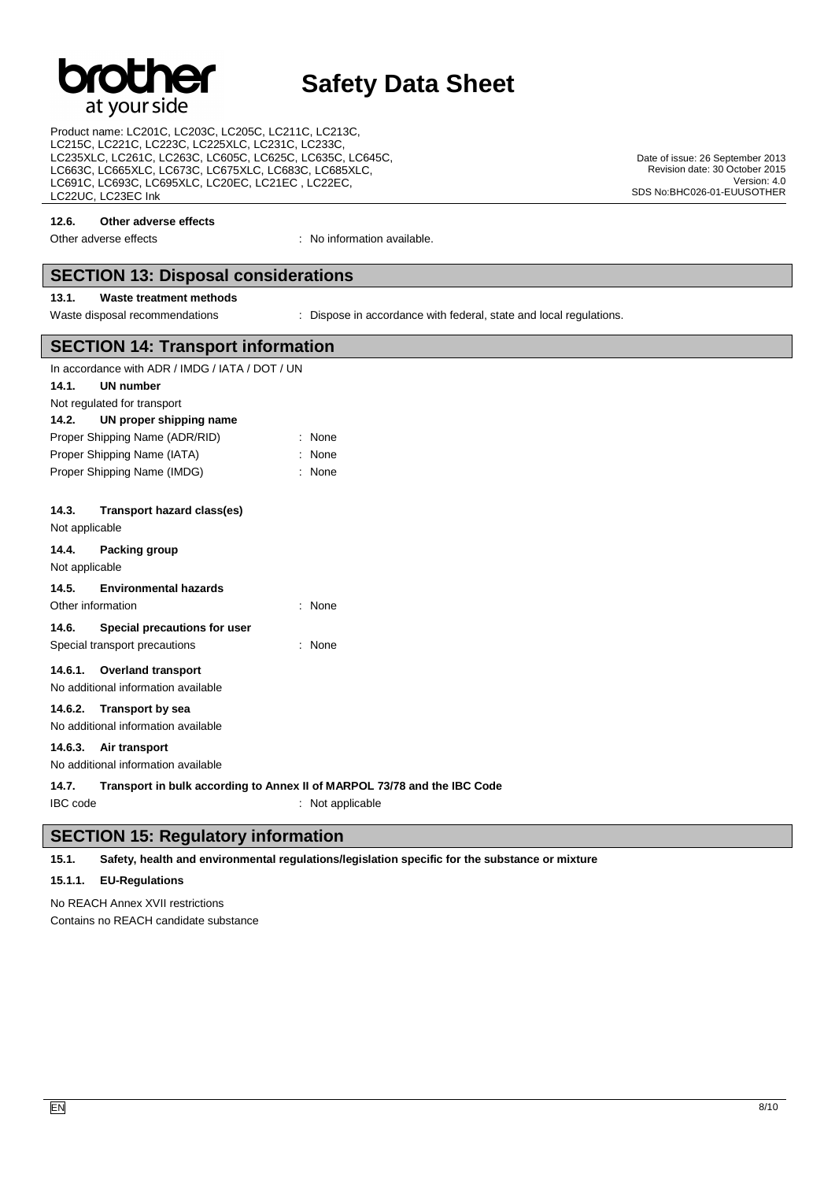### 12.6. Other adverse effects

Other adverse effects : No information available.

## SECTION 13: Disposal considerations

### 13.1. Waste treatment methods

Waste disposal recommendations : Dispose in accordance with federal, state and local regulations.

## SECTION 14: Transport information

In accordance with ADR / IMDG / IATA / DOT / UN

### 14.1. UN number

Not regulated for transport

### 14.2. UN proper shipping name

Proper Shipping Name (ADR/RID) : None

Proper Shipping Name (IATA) : None

Proper Shipping Name (IMDG) : None

### 14.3. Transport hazard class(es)

Not applicable

### 14.4. Packing group

Not applicable

### 14.5. Environmental hazards

Other information : None

### 14.6. Special precautions for user

Special transport precautions : None

#### 14.6.1. Overland transport

No additional information available

#### 14.6.2. Transport by sea

No additional information available

#### 14.6.3. Air transport

No additional information available

### 14.7. Transport in bulk according to Annex II of MARPOL 73/78 and the IBC Code

IBC code : Not applicable

## SECTION 15: Regulatory information

### 15.1. Safety, health and environmental regulations/legislation specific for the substance or mixture

#### 15.1.1. EU-Regulations

No REACH Annex XVII restrictions

Contains no REACH candidate substance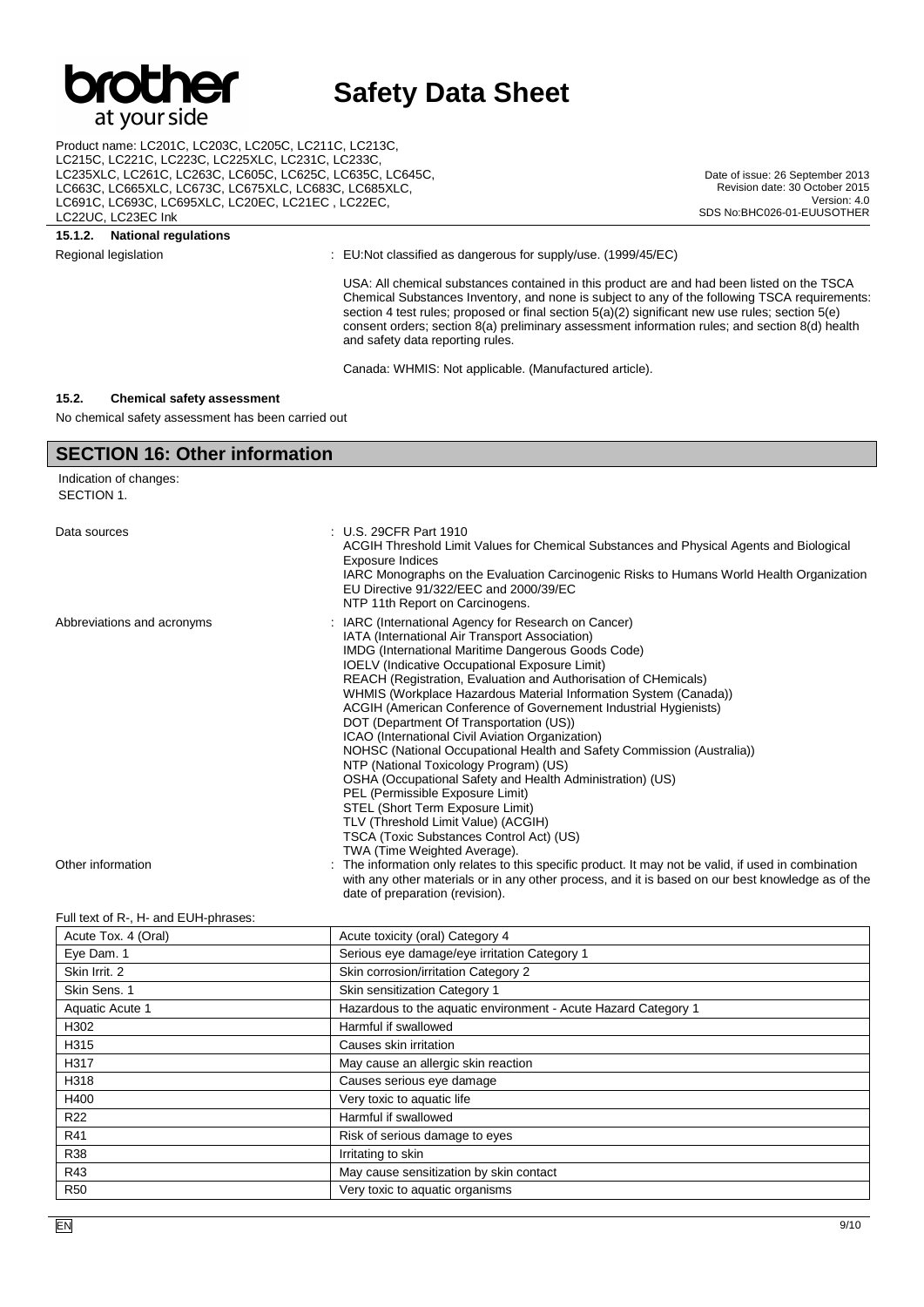### 15.1.2. National regulations

Regional legislation : EU:Not classified as dangerous for supply/use. (1999/45/EC)

USA: All chemical substances contained in this product are and had been listed on the TSCA Chemical Substances Inventory, and none is subject to any of the following TSCA requirements: section 4 test rules; proposed or final section 5(a)(2) significant new use rules; section 5(e) consent orders; section 8(a) preliminary assessment information rules; and section 8(d) health and safety data reporting rules.

Canada: WHMIS: Not applicable. (Manufactured article).

### 15.2. Chemical safety assessment

No chemical safety assessment has been carried out

## SECTION 16: Other information

Indication of changes:
SECTION 1.

Data sources : U.S. 29CFR Part 1910
ACGIH Threshold Limit Values for Chemical Substances and Physical Agents and Biological Exposure Indices
IARC Monographs on the Evaluation Carcinogenic Risks to Humans World Health Organization
EU Directive 91/322/EEC and 2000/39/EC
NTP 11th Report on Carcinogens.

Abbreviations and acronyms : IARC (International Agency for Research on Cancer)
IATA (International Air Transport Association)
IMDG (International Maritime Dangerous Goods Code)
IOELV (Indicative Occupational Exposure Limit)
REACH (Registration, Evaluation and Authorisation of CHemicals)
WHMIS (Workplace Hazardous Material Information System (Canada))
ACGIH (American Conference of Governement Industrial Hygienists)
DOT (Department Of Transportation (US))
ICAO (International Civil Aviation Organization)
NOHSC (National Occupational Health and Safety Commission (Australia))
NTP (National Toxicology Program) (US)
OSHA (Occupational Safety and Health Administration) (US)
PEL (Permissible Exposure Limit)
STEL (Short Term Exposure Limit)
TLV (Threshold Limit Value) (ACGIH)
TSCA (Toxic Substances Control Act) (US)
TWA (Time Weighted Average).

Other information : The information only relates to this specific product. It may not be valid, if used in combination with any other materials or in any other process, and it is based on our best knowledge as of the date of preparation (revision).

Full text of R-, H- and EUH-phrases:

| | |
|---|---|
| Acute Tox. 4 (Oral) | Acute toxicity (oral) Category 4 |
| Eye Dam. 1 | Serious eye damage/eye irritation Category 1 |
| Skin Irrit. 2 | Skin corrosion/irritation Category 2 |
| Skin Sens. 1 | Skin sensitization Category 1 |
| Aquatic Acute 1 | Hazardous to the aquatic environment - Acute Hazard Category 1 |
| H302 | Harmful if swallowed |
| H315 | Causes skin irritation |
| H317 | May cause an allergic skin reaction |
| H318 | Causes serious eye damage |
| H400 | Very toxic to aquatic life |
| R22 | Harmful if swallowed |
| R41 | Risk of serious damage to eyes |
| R38 | Irritating to skin |
| R43 | May cause sensitization by skin contact |
| R50 | Very toxic to aquatic organisms |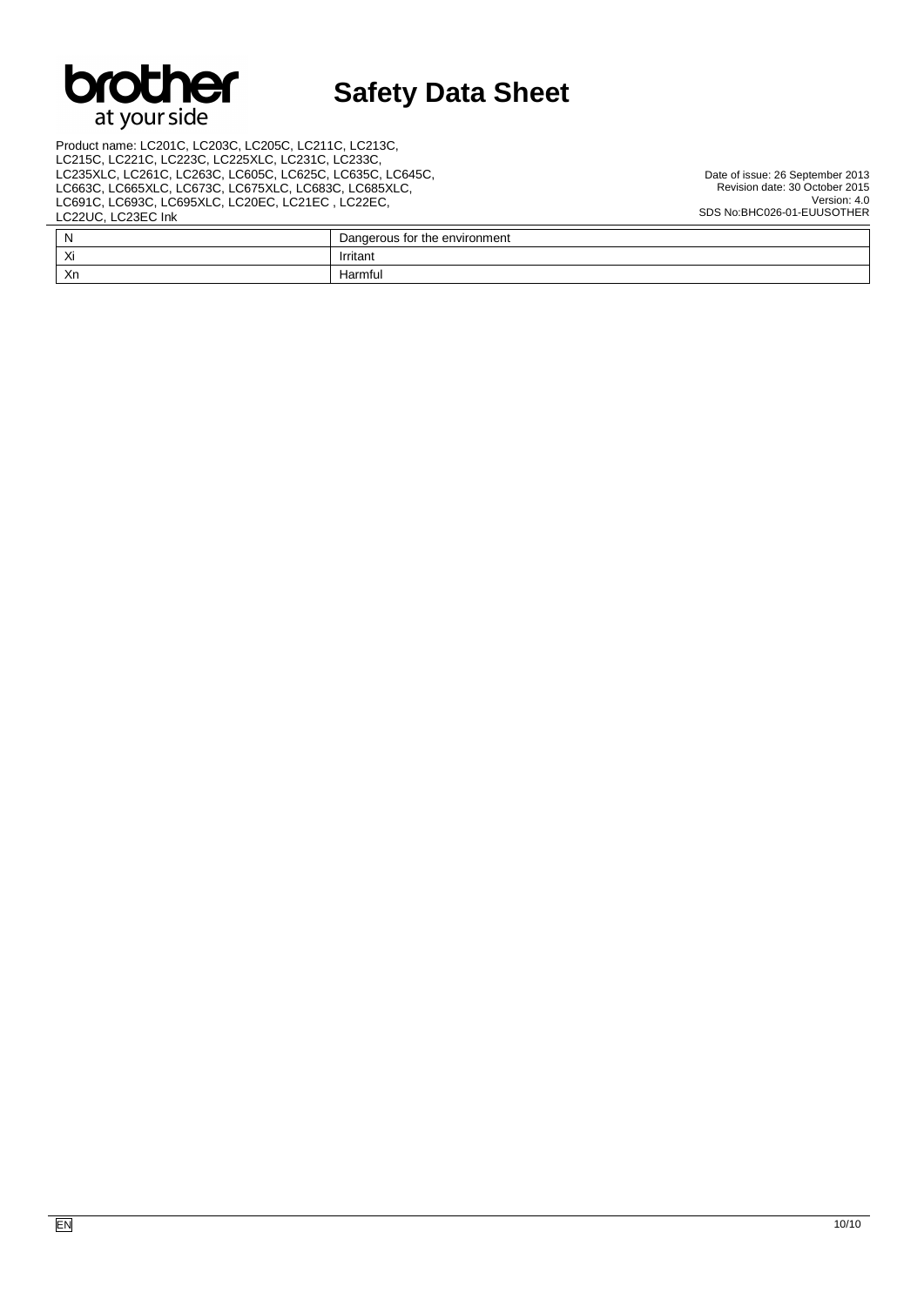| | |
|---|---|
| N | Dangerous for the environment |
| Xi | Irritant |
| Xn | Harmful |